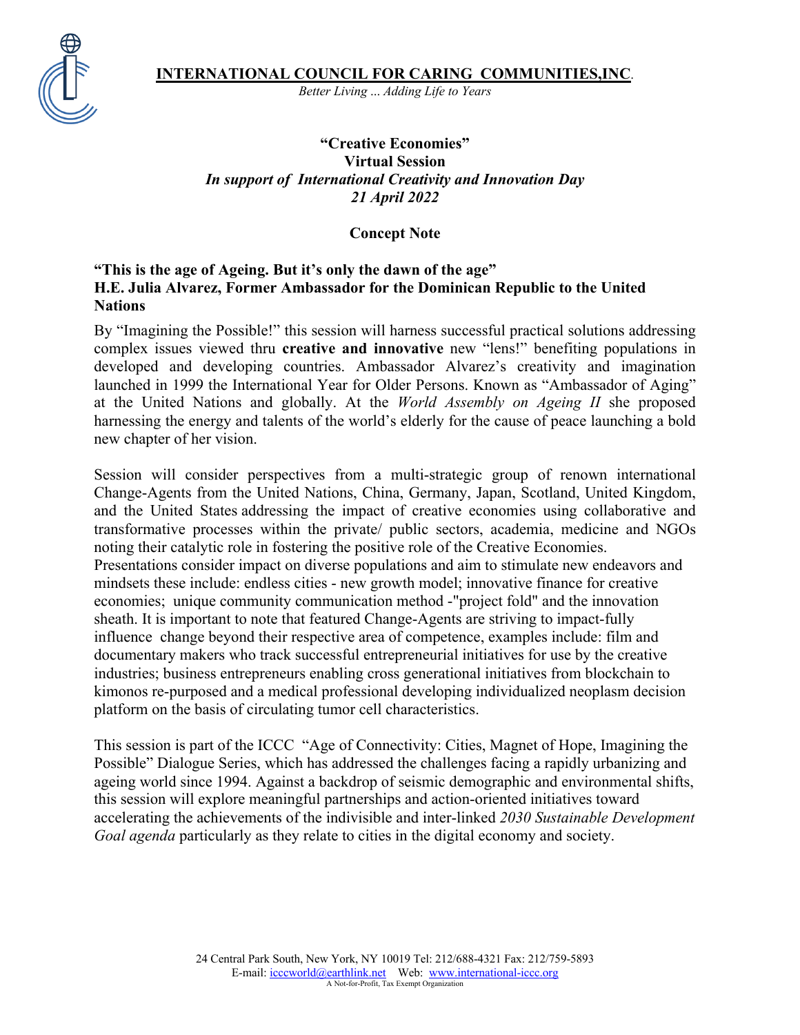**INTERNATIONAL COUNCIL FOR CARING COMMUNITIES,INC.**

*Better Living ... Adding Life to Years*

**"Creative Economies"**
**Virtual Session**
***In support of International Creativity and Innovation Day***
***21 April 2022***

**Concept Note**

**"This is the age of Ageing. But it's only the dawn of the age"**
**H.E. Julia Alvarez, Former Ambassador for the Dominican Republic to the United Nations**

By "Imagining the Possible!" this session will harness successful practical solutions addressing complex issues viewed thru **creative and innovative** new "lens!" benefiting populations in developed and developing countries. Ambassador Alvarez's creativity and imagination launched in 1999 the International Year for Older Persons. Known as "Ambassador of Aging" at the United Nations and globally. At the *World Assembly on Ageing II* she proposed harnessing the energy and talents of the world's elderly for the cause of peace launching a bold new chapter of her vision.

Session will consider perspectives from a multi-strategic group of renown international Change-Agents from the United Nations, China, Germany, Japan, Scotland, United Kingdom, and the United States addressing the impact of creative economies using collaborative and transformative processes within the private/ public sectors, academia, medicine and NGOs noting their catalytic role in fostering the positive role of the Creative Economies. Presentations consider impact on diverse populations and aim to stimulate new endeavors and mindsets these include: endless cities - new growth model; innovative finance for creative economies; unique community communication method -"project fold" and the innovation sheath. It is important to note that featured Change-Agents are striving to impact-fully influence change beyond their respective area of competence, examples include: film and documentary makers who track successful entrepreneurial initiatives for use by the creative industries; business entrepreneurs enabling cross generational initiatives from blockchain to kimonos re-purposed and a medical professional developing individualized neoplasm decision platform on the basis of circulating tumor cell characteristics.

This session is part of the ICCC "Age of Connectivity: Cities, Magnet of Hope, Imagining the Possible" Dialogue Series, which has addressed the challenges facing a rapidly urbanizing and ageing world since 1994. Against a backdrop of seismic demographic and environmental shifts, this session will explore meaningful partnerships and action-oriented initiatives toward accelerating the achievements of the indivisible and inter-linked *2030 Sustainable Development Goal agenda* particularly as they relate to cities in the digital economy and society.

24 Central Park South, New York, NY 10019 Tel: 212/688-4321 Fax: 212/759-5893
E-mail: icccworld@earthlink.net Web: www.international-iccc.org
A Not-for-Profit, Tax Exempt Organization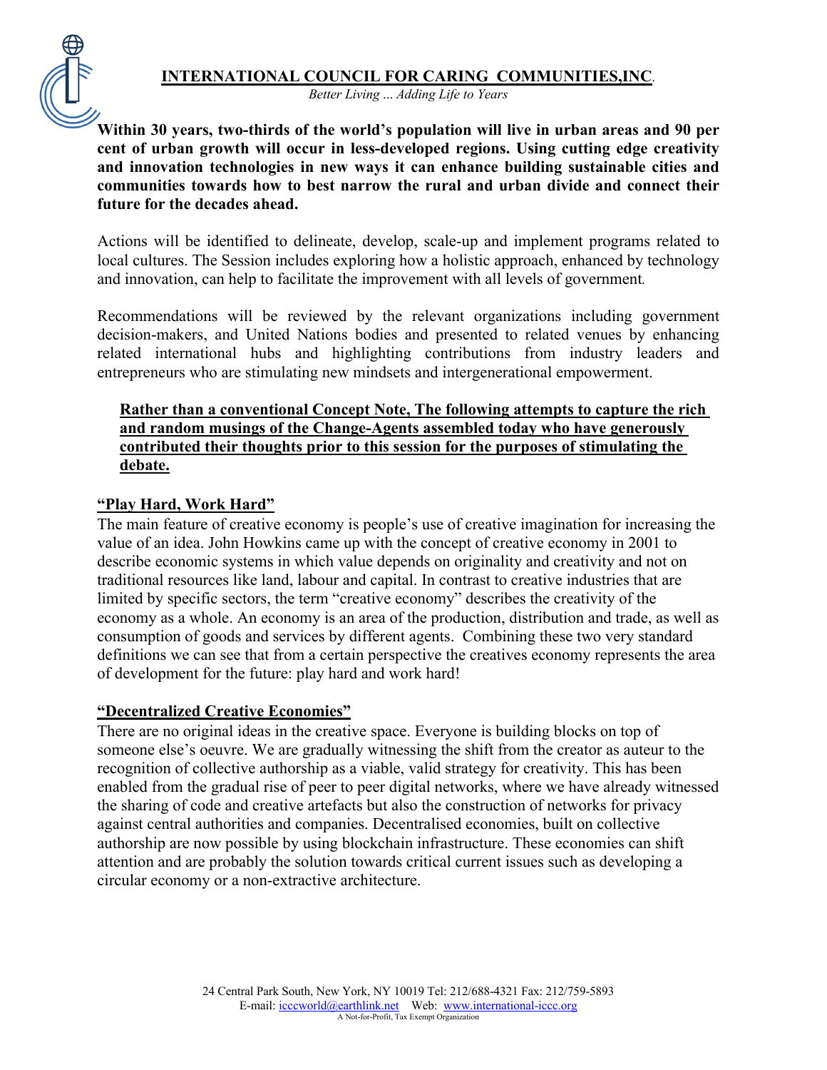**Within 30 years, two-thirds of the world's population will live in urban areas and 90 per cent of urban growth will occur in less-developed regions. Using cutting edge creativity and innovation technologies in new ways it can enhance building sustainable cities and communities towards how to best narrow the rural and urban divide and connect their future for the decades ahead.**

Actions will be identified to delineate, develop, scale-up and implement programs related to local cultures. The Session includes exploring how a holistic approach, enhanced by technology and innovation, can help to facilitate the improvement with all levels of government.

Recommendations will be reviewed by the relevant organizations including government decision-makers, and United Nations bodies and presented to related venues by enhancing related international hubs and highlighting contributions from industry leaders and entrepreneurs who are stimulating new mindsets and intergenerational empowerment.

**Rather than a conventional Concept Note, The following attempts to capture the rich and random musings of the Change-Agents assembled today who have generously contributed their thoughts prior to this session for the purposes of stimulating the debate.**

### "Play Hard, Work Hard"

The main feature of creative economy is people's use of creative imagination for increasing the value of an idea. John Howkins came up with the concept of creative economy in 2001 to describe economic systems in which value depends on originality and creativity and not on traditional resources like land, labour and capital. In contrast to creative industries that are limited by specific sectors, the term "creative economy" describes the creativity of the economy as a whole. An economy is an area of the production, distribution and trade, as well as consumption of goods and services by different agents. Combining these two very standard definitions we can see that from a certain perspective the creatives economy represents the area of development for the future: play hard and work hard!

### "Decentralized Creative Economies"

There are no original ideas in the creative space. Everyone is building blocks on top of someone else's oeuvre. We are gradually witnessing the shift from the creator as auteur to the recognition of collective authorship as a viable, valid strategy for creativity. This has been enabled from the gradual rise of peer to peer digital networks, where we have already witnessed the sharing of code and creative artefacts but also the construction of networks for privacy against central authorities and companies. Decentralised economies, built on collective authorship are now possible by using blockchain infrastructure. These economies can shift attention and are probably the solution towards critical current issues such as developing a circular economy or a non-extractive architecture.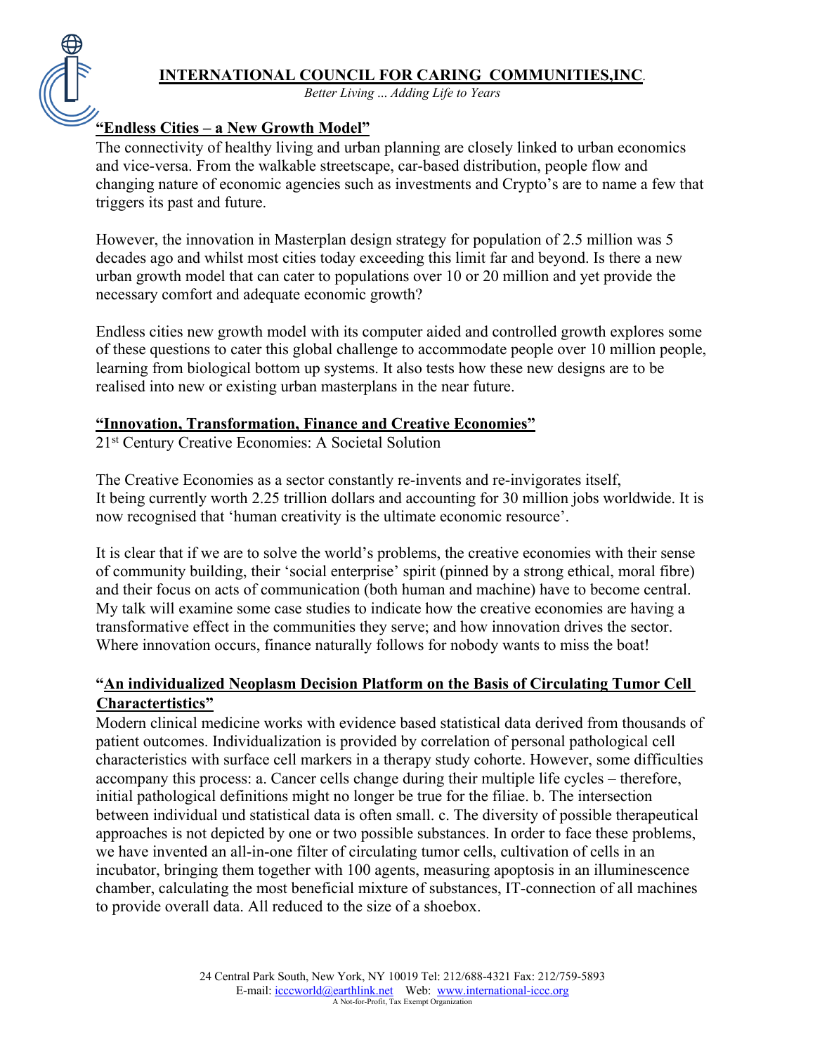**INTERNATIONAL COUNCIL FOR CARING COMMUNITIES,INC.**

*Better Living ... Adding Life to Years*

## "Endless Cities – a New Growth Model"

The connectivity of healthy living and urban planning are closely linked to urban economics and vice-versa. From the walkable streetscape, car-based distribution, people flow and changing nature of economic agencies such as investments and Crypto's are to name a few that triggers its past and future.

However, the innovation in Masterplan design strategy for population of 2.5 million was 5 decades ago and whilst most cities today exceeding this limit far and beyond. Is there a new urban growth model that can cater to populations over 10 or 20 million and yet provide the necessary comfort and adequate economic growth?

Endless cities new growth model with its computer aided and controlled growth explores some of these questions to cater this global challenge to accommodate people over 10 million people, learning from biological bottom up systems. It also tests how these new designs are to be realised into new or existing urban masterplans in the near future.

## "Innovation, Transformation, Finance and Creative Economies"

21st Century Creative Economies: A Societal Solution

The Creative Economies as a sector constantly re-invents and re-invigorates itself, It being currently worth 2.25 trillion dollars and accounting for 30 million jobs worldwide. It is now recognised that 'human creativity is the ultimate economic resource'.

It is clear that if we are to solve the world's problems, the creative economies with their sense of community building, their 'social enterprise' spirit (pinned by a strong ethical, moral fibre) and their focus on acts of communication (both human and machine) have to become central. My talk will examine some case studies to indicate how the creative economies are having a transformative effect in the communities they serve; and how innovation drives the sector. Where innovation occurs, finance naturally follows for nobody wants to miss the boat!

## "An individualized Neoplasm Decision Platform on the Basis of Circulating Tumor Cell Charactertistics"

Modern clinical medicine works with evidence based statistical data derived from thousands of patient outcomes. Individualization is provided by correlation of personal pathological cell characteristics with surface cell markers in a therapy study cohorte. However, some difficulties accompany this process: a. Cancer cells change during their multiple life cycles – therefore, initial pathological definitions might no longer be true for the filiae. b. The intersection between individual und statistical data is often small. c. The diversity of possible therapeutical approaches is not depicted by one or two possible substances. In order to face these problems, we have invented an all-in-one filter of circulating tumor cells, cultivation of cells in an incubator, bringing them together with 100 agents, measuring apoptosis in an illuminescence chamber, calculating the most beneficial mixture of substances, IT-connection of all machines to provide overall data. All reduced to the size of a shoebox.

24 Central Park South, New York, NY 10019 Tel: 212/688-4321 Fax: 212/759-5893
E-mail: icccworld@earthlink.net Web: www.international-iccc.org
A Not-for-Profit, Tax Exempt Organization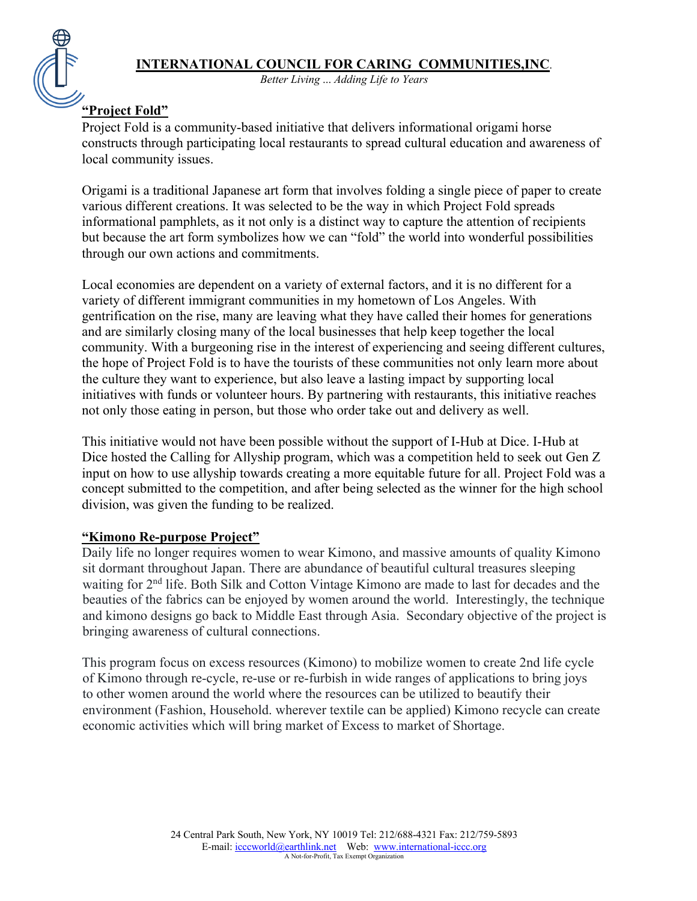**INTERNATIONAL COUNCIL FOR CARING COMMUNITIES,INC.**

*Better Living ... Adding Life to Years*

## "Project Fold"

Project Fold is a community-based initiative that delivers informational origami horse constructs through participating local restaurants to spread cultural education and awareness of local community issues.

Origami is a traditional Japanese art form that involves folding a single piece of paper to create various different creations. It was selected to be the way in which Project Fold spreads informational pamphlets, as it not only is a distinct way to capture the attention of recipients but because the art form symbolizes how we can "fold" the world into wonderful possibilities through our own actions and commitments.

Local economies are dependent on a variety of external factors, and it is no different for a variety of different immigrant communities in my hometown of Los Angeles. With gentrification on the rise, many are leaving what they have called their homes for generations and are similarly closing many of the local businesses that help keep together the local community. With a burgeoning rise in the interest of experiencing and seeing different cultures, the hope of Project Fold is to have the tourists of these communities not only learn more about the culture they want to experience, but also leave a lasting impact by supporting local initiatives with funds or volunteer hours. By partnering with restaurants, this initiative reaches not only those eating in person, but those who order take out and delivery as well.

This initiative would not have been possible without the support of I-Hub at Dice. I-Hub at Dice hosted the Calling for Allyship program, which was a competition held to seek out Gen Z input on how to use allyship towards creating a more equitable future for all. Project Fold was a concept submitted to the competition, and after being selected as the winner for the high school division, was given the funding to be realized.

## "Kimono Re-purpose Project"

Daily life no longer requires women to wear Kimono, and massive amounts of quality Kimono sit dormant throughout Japan. There are abundance of beautiful cultural treasures sleeping waiting for 2nd life. Both Silk and Cotton Vintage Kimono are made to last for decades and the beauties of the fabrics can be enjoyed by women around the world. Interestingly, the technique and kimono designs go back to Middle East through Asia. Secondary objective of the project is bringing awareness of cultural connections.

This program focus on excess resources (Kimono) to mobilize women to create 2nd life cycle of Kimono through re-cycle, re-use or re-furbish in wide ranges of applications to bring joys to other women around the world where the resources can be utilized to beautify their environment (Fashion, Household. wherever textile can be applied) Kimono recycle can create economic activities which will bring market of Excess to market of Shortage.

24 Central Park South, New York, NY 10019 Tel: 212/688-4321 Fax: 212/759-5893
E-mail: icccworld@earthlink.net Web: www.international-iccc.org
A Not-for-Profit, Tax Exempt Organization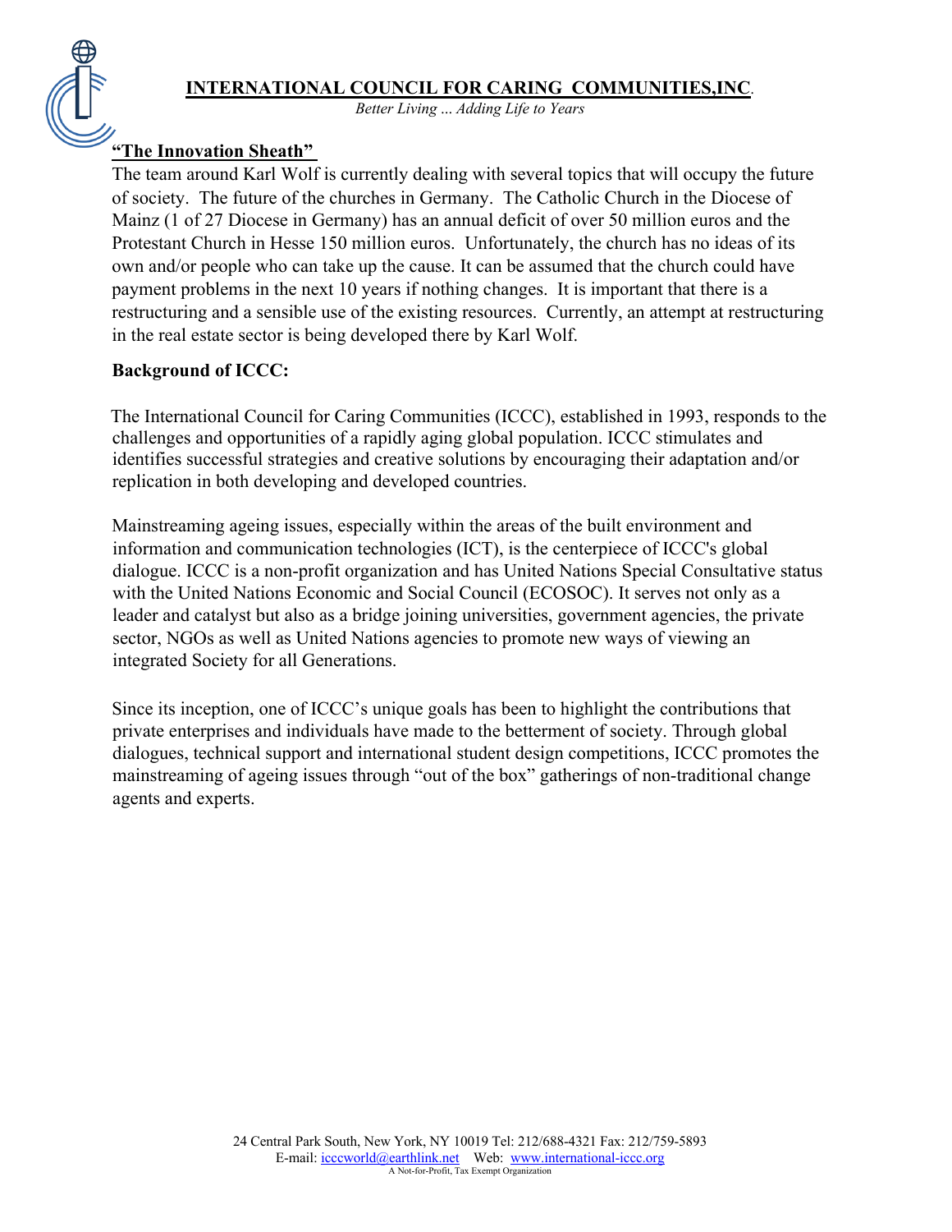**INTERNATIONAL COUNCIL FOR CARING COMMUNITIES,INC.**

*Better Living ... Adding Life to Years*

## "The Innovation Sheath"

The team around Karl Wolf is currently dealing with several topics that will occupy the future of society. The future of the churches in Germany. The Catholic Church in the Diocese of Mainz (1 of 27 Diocese in Germany) has an annual deficit of over 50 million euros and the Protestant Church in Hesse 150 million euros. Unfortunately, the church has no ideas of its own and/or people who can take up the cause. It can be assumed that the church could have payment problems in the next 10 years if nothing changes. It is important that there is a restructuring and a sensible use of the existing resources. Currently, an attempt at restructuring in the real estate sector is being developed there by Karl Wolf.

**Background of ICCC:**

The International Council for Caring Communities (ICCC), established in 1993, responds to the challenges and opportunities of a rapidly aging global population. ICCC stimulates and identifies successful strategies and creative solutions by encouraging their adaptation and/or replication in both developing and developed countries.

Mainstreaming ageing issues, especially within the areas of the built environment and information and communication technologies (ICT), is the centerpiece of ICCC's global dialogue. ICCC is a non-profit organization and has United Nations Special Consultative status with the United Nations Economic and Social Council (ECOSOC). It serves not only as a leader and catalyst but also as a bridge joining universities, government agencies, the private sector, NGOs as well as United Nations agencies to promote new ways of viewing an integrated Society for all Generations.

Since its inception, one of ICCC's unique goals has been to highlight the contributions that private enterprises and individuals have made to the betterment of society. Through global dialogues, technical support and international student design competitions, ICCC promotes the mainstreaming of ageing issues through "out of the box" gatherings of non-traditional change agents and experts.

24 Central Park South, New York, NY 10019 Tel: 212/688-4321 Fax: 212/759-5893
E-mail: iccc world@earthlink.net Web: www.international-iccc.org
A Not-for-Profit, Tax Exempt Organization